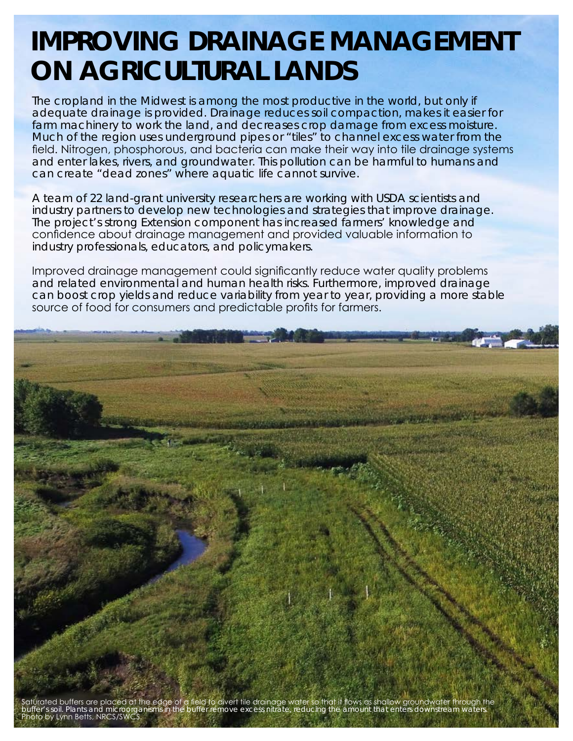# IMPROVING DRAINAGE MANAGEMENT ON AGRICULTURAL LANDS

The cropland in the Midwest is among the most productive in the world, but only if adequate drainage is provided. Drainage reduces soil compaction, makes it easier for farm machinery to work the land, and decreases crop damage from excess moisture. Much of the region uses underground pipes or "tiles" to channel excess water from the field. Nitrogen, phosphorous, and bacteria can make their way into tile drainage systems and enter lakes, rivers, and groundwater. This pollution can be harmful to humans and can create "dead zones" where aquatic life cannot survive.

A team of 22 land-grant university researchers are working with USDA scientists and industry partners to develop new technologies and strategies that improve drainage. The project's strong Extension component has increased farmers' knowledge and confidence about drainage management and provided valuable information to industry professionals, educators, and policymakers.

Improved drainage management could significantly reduce water quality problems and related environmental and human health risks. Furthermore, improved drainage can boost crop yields and reduce variability from year to year, providing a more stable source of food for consumers and predictable profits for farmers.

Saturated buffers are placed at the edge of a field to divert tile drainage water so that it flows as shallow groundwater through the buffer's soil. Plants and microorganisms in the buffer remove excess nitrate, reducing the amount that enters downstream waters. Photo by Lynn Betts, NRCS/SWCS.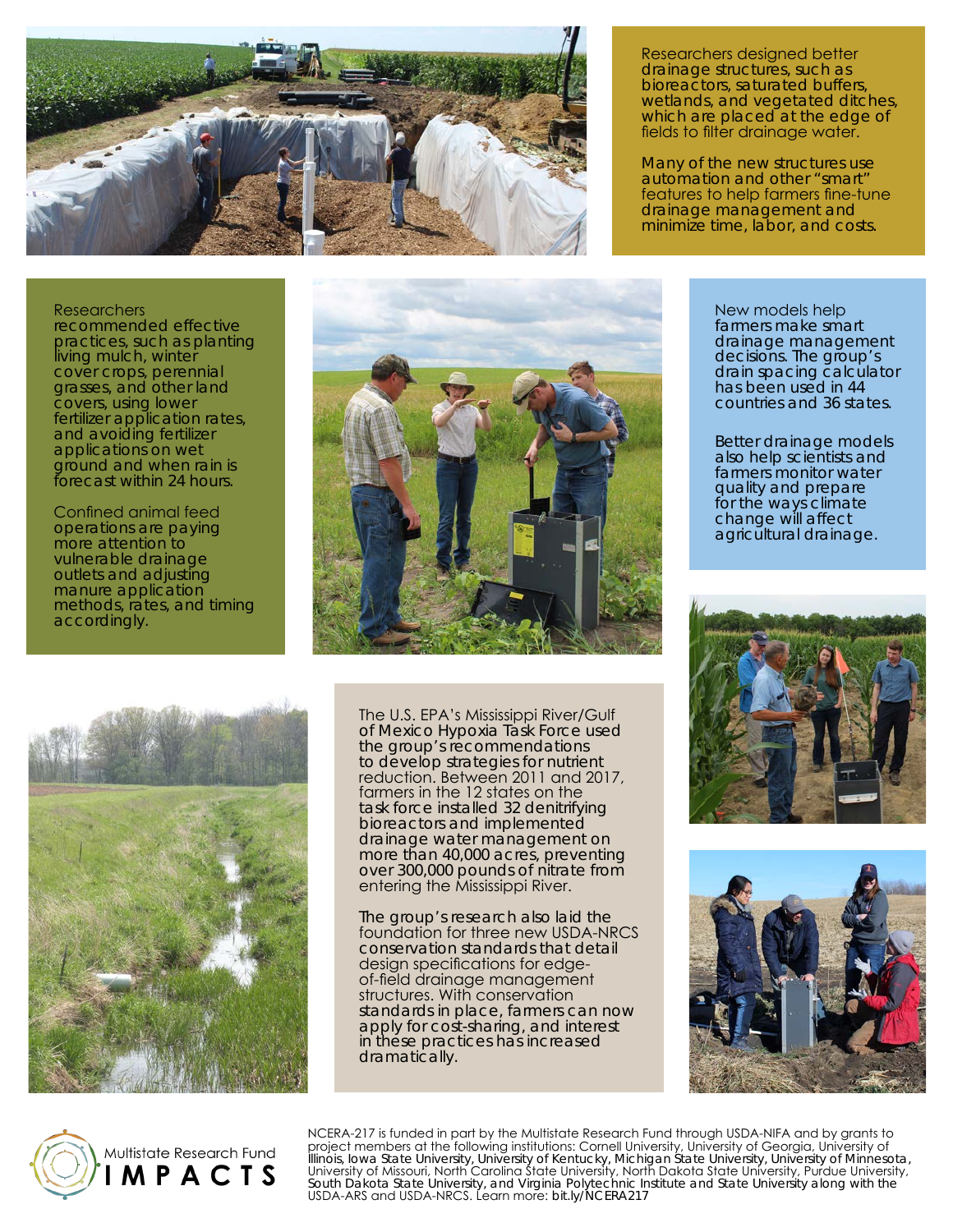Researchers designed better drainage structures, such as bioreactors, saturated buffers, wetlands, and vegetated ditches, which are placed at the edge of fields to filter drainage water.

Many of the new structures use automation and other "smart" features to help farmers fine-tune drainage management and minimize time, labor, and costs.

Researchers recommended effective practices, such as planting living mulch, winter cover crops, perennial grasses, and other land covers, using lower fertilizer application rates, and avoiding fertilizer applications on wet ground and when rain is forecast within 24 hours.

Confined animal feed operations are paying more attention to vulnerable drainage outlets and adjusting manure application methods, rates, and timing accordingly.

New models help farmers make smart drainage management decisions. The group's drain spacing calculator has been used in 44 countries and 36 states.

Better drainage models also help scientists and farmers monitor water quality and prepare for the ways climate change will affect agricultural drainage.

The U.S. EPA's Mississippi River/Gulf of Mexico Hypoxia Task Force used the group's recommendations to develop strategies for nutrient reduction. Between 2011 and 2017, farmers in the 12 states on the task force installed 32 denitrifying bioreactors and implemented drainage water management on more than 40,000 acres, preventing over 300,000 pounds of nitrate from entering the Mississippi River.

The group's research also laid the foundation for three new USDA-NRCS conservation standards that detail design specifications for edge-of-field drainage management structures. With conservation standards in place, farmers can now apply for cost-sharing, and interest in these practices has increased dramatically.

Multistate Research Fund **IMPACTS**

NCERA-217 is funded in part by the Multistate Research Fund through USDA-NIFA and by grants to project members at the following institutions: Cornell University, University of Georgia, University of Illinois, Iowa State University, University of Kentucky, Michigan State University, University of Minnesota, University of Missouri, North Carolina State University, North Dakota State University, Purdue University, South Dakota State University, and Virginia Polytechnic Institute and State University along with the USDA-ARS and USDA-NRCS. Learn more: bit.ly/NCERA217